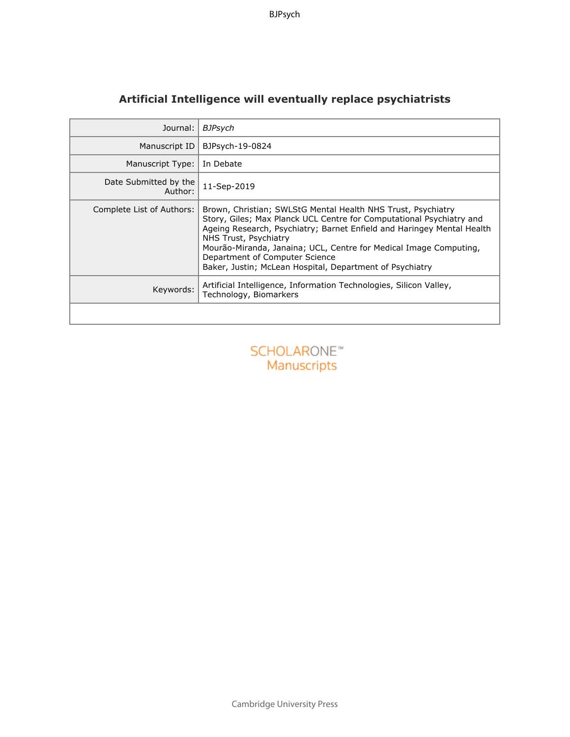# Artificial Intelligence will eventually replace psychiatrists

| | |
|---|---|
| Journal: | *BJPsych* |
| Manuscript ID | BJPsych-19-0824 |
| Manuscript Type: | In Debate |
| Date Submitted by the Author: | 11-Sep-2019 |
| Complete List of Authors: | Brown, Christian; SWLStG Mental Health NHS Trust, Psychiatry<br>Story, Giles; Max Planck UCL Centre for Computational Psychiatry and Ageing Research, Psychiatry; Barnet Enfield and Haringey Mental Health NHS Trust, Psychiatry<br>Mourão-Miranda, Janaina; UCL, Centre for Medical Image Computing, Department of Computer Science<br>Baker, Justin; McLean Hospital, Department of Psychiatry |
| Keywords: | Artificial Intelligence, Information Technologies, Silicon Valley, Technology, Biomarkers |
| | |

SCHOLARONE™
Manuscripts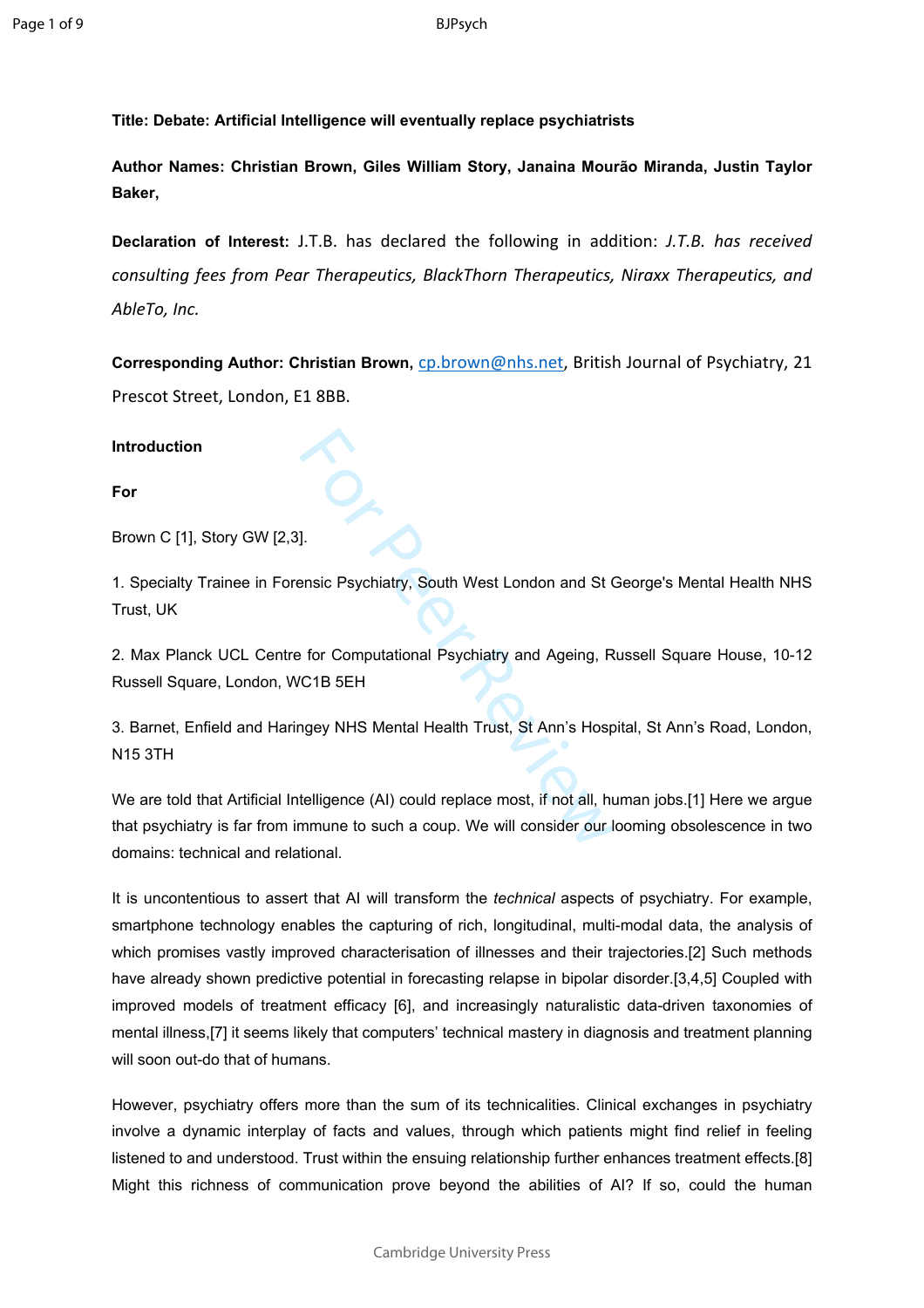**Title: Debate: Artificial Intelligence will eventually replace psychiatrists**

**Author Names: Christian Brown, Giles William Story, Janaina Mourão Miranda, Justin Taylor Baker,**

**Declaration of Interest:** J.T.B. has declared the following in addition: *J.T.B. has received consulting fees from Pear Therapeutics, BlackThorn Therapeutics, Niraxx Therapeutics, and AbleTo, Inc.*

**Corresponding Author: Christian Brown,** cp.brown@nhs.net, British Journal of Psychiatry, 21 Prescot Street, London, E1 8BB.

**Introduction**

**For**

Brown C [1], Story GW [2,3].

1. Specialty Trainee in Forensic Psychiatry, South West London and St George's Mental Health NHS Trust, UK

2. Max Planck UCL Centre for Computational Psychiatry and Ageing, Russell Square House, 10-12 Russell Square, London, WC1B 5EH

3. Barnet, Enfield and Haringey NHS Mental Health Trust, St Ann's Hospital, St Ann's Road, London, N15 3TH

We are told that Artificial Intelligence (AI) could replace most, if not all, human jobs.[1] Here we argue that psychiatry is far from immune to such a coup. We will consider our looming obsolescence in two domains: technical and relational.

It is uncontentious to assert that AI will transform the *technical* aspects of psychiatry. For example, smartphone technology enables the capturing of rich, longitudinal, multi-modal data, the analysis of which promises vastly improved characterisation of illnesses and their trajectories.[2] Such methods have already shown predictive potential in forecasting relapse in bipolar disorder.[3,4,5] Coupled with improved models of treatment efficacy [6], and increasingly naturalistic data-driven taxonomies of mental illness,[7] it seems likely that computers' technical mastery in diagnosis and treatment planning will soon out-do that of humans.

However, psychiatry offers more than the sum of its technicalities. Clinical exchanges in psychiatry involve a dynamic interplay of facts and values, through which patients might find relief in feeling listened to and understood. Trust within the ensuing relationship further enhances treatment effects.[8] Might this richness of communication prove beyond the abilities of AI? If so, could the human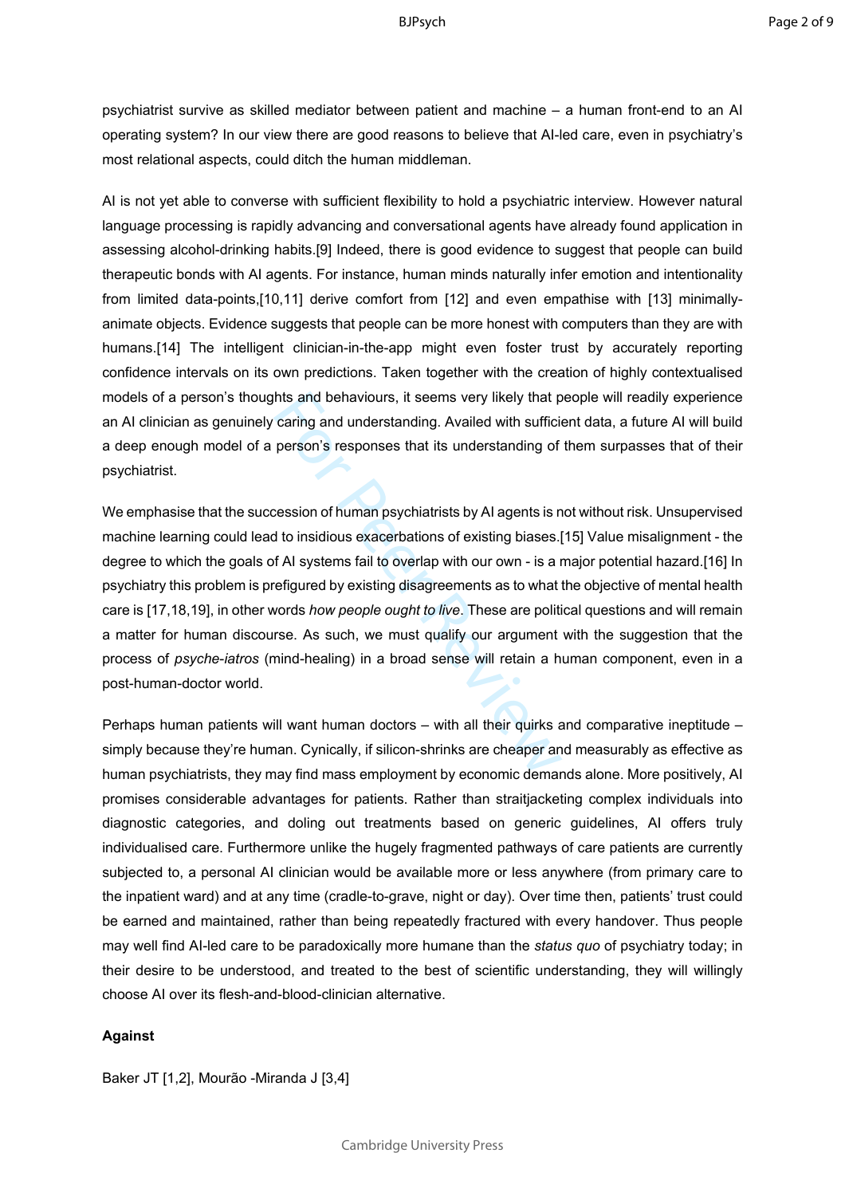psychiatrist survive as skilled mediator between patient and machine – a human front-end to an AI operating system? In our view there are good reasons to believe that AI-led care, even in psychiatry's most relational aspects, could ditch the human middleman.

AI is not yet able to converse with sufficient flexibility to hold a psychiatric interview. However natural language processing is rapidly advancing and conversational agents have already found application in assessing alcohol-drinking habits.[9] Indeed, there is good evidence to suggest that people can build therapeutic bonds with AI agents. For instance, human minds naturally infer emotion and intentionality from limited data-points,[10,11] derive comfort from [12] and even empathise with [13] minimally-animate objects. Evidence suggests that people can be more honest with computers than they are with humans.[14] The intelligent clinician-in-the-app might even foster trust by accurately reporting confidence intervals on its own predictions. Taken together with the creation of highly contextualised models of a person's thoughts and behaviours, it seems very likely that people will readily experience an AI clinician as genuinely caring and understanding. Availed with sufficient data, a future AI will build a deep enough model of a person's responses that its understanding of them surpasses that of their psychiatrist.

We emphasise that the succession of human psychiatrists by AI agents is not without risk. Unsupervised machine learning could lead to insidious exacerbations of existing biases.[15] Value misalignment - the degree to which the goals of AI systems fail to overlap with our own - is a major potential hazard.[16] In psychiatry this problem is prefigured by existing disagreements as to what the objective of mental health care is [17,18,19], in other words *how people ought to live*. These are political questions and will remain a matter for human discourse. As such, we must qualify our argument with the suggestion that the process of *psyche-iatros* (mind-healing) in a broad sense will retain a human component, even in a post-human-doctor world.

Perhaps human patients will want human doctors – with all their quirks and comparative ineptitude – simply because they're human. Cynically, if silicon-shrinks are cheaper and measurably as effective as human psychiatrists, they may find mass employment by economic demands alone. More positively, AI promises considerable advantages for patients. Rather than straitjacketing complex individuals into diagnostic categories, and doling out treatments based on generic guidelines, AI offers truly individualised care. Furthermore unlike the hugely fragmented pathways of care patients are currently subjected to, a personal AI clinician would be available more or less anywhere (from primary care to the inpatient ward) and at any time (cradle-to-grave, night or day). Over time then, patients' trust could be earned and maintained, rather than being repeatedly fractured with every handover. Thus people may well find AI-led care to be paradoxically more humane than the *status quo* of psychiatry today; in their desire to be understood, and treated to the best of scientific understanding, they will willingly choose AI over its flesh-and-blood-clinician alternative.

**Against**

Baker JT [1,2], Mourão -Miranda J [3,4]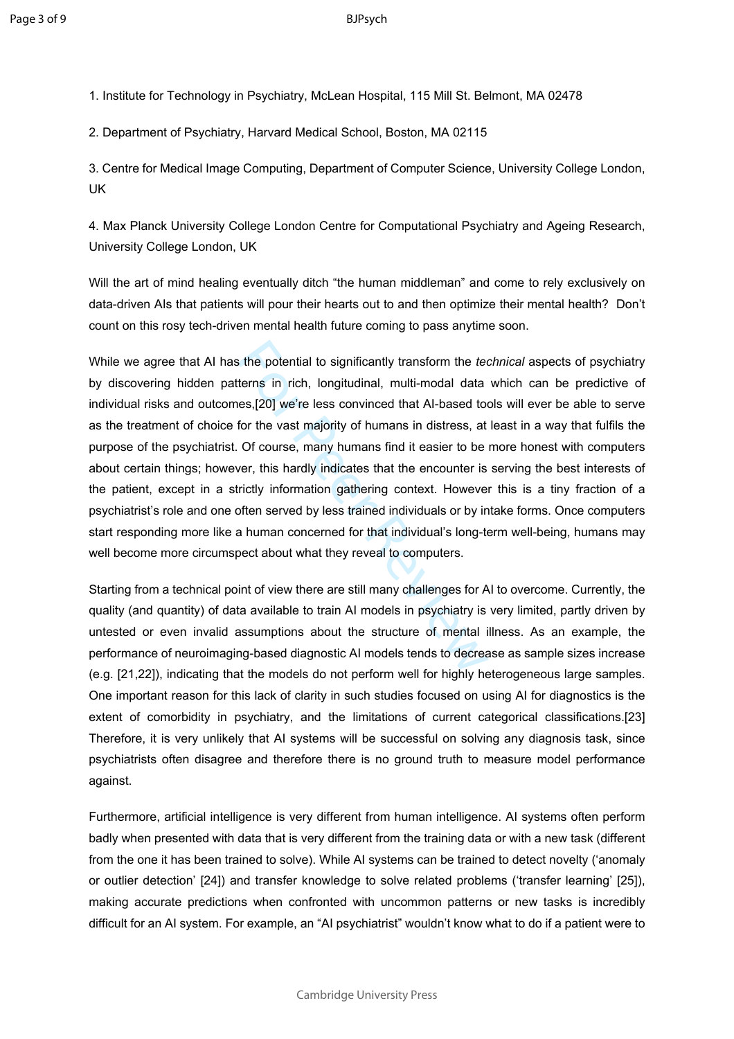1. Institute for Technology in Psychiatry, McLean Hospital, 115 Mill St. Belmont, MA 02478

2. Department of Psychiatry, Harvard Medical School, Boston, MA 02115

3. Centre for Medical Image Computing, Department of Computer Science, University College London, UK

4. Max Planck University College London Centre for Computational Psychiatry and Ageing Research, University College London, UK

Will the art of mind healing eventually ditch "the human middleman" and come to rely exclusively on data-driven AIs that patients will pour their hearts out to and then optimize their mental health? Don't count on this rosy tech-driven mental health future coming to pass anytime soon.

While we agree that AI has the potential to significantly transform the *technical* aspects of psychiatry by discovering hidden patterns in rich, longitudinal, multi-modal data which can be predictive of individual risks and outcomes,[20] we're less convinced that AI-based tools will ever be able to serve as the treatment of choice for the vast majority of humans in distress, at least in a way that fulfils the purpose of the psychiatrist. Of course, many humans find it easier to be more honest with computers about certain things; however, this hardly indicates that the encounter is serving the best interests of the patient, except in a strictly information gathering context. However this is a tiny fraction of a psychiatrist's role and one often served by less trained individuals or by intake forms. Once computers start responding more like a human concerned for that individual's long-term well-being, humans may well become more circumspect about what they reveal to computers.

Starting from a technical point of view there are still many challenges for AI to overcome. Currently, the quality (and quantity) of data available to train AI models in psychiatry is very limited, partly driven by untested or even invalid assumptions about the structure of mental illness. As an example, the performance of neuroimaging-based diagnostic AI models tends to decrease as sample sizes increase (e.g. [21,22]), indicating that the models do not perform well for highly heterogeneous large samples. One important reason for this lack of clarity in such studies focused on using AI for diagnostics is the extent of comorbidity in psychiatry, and the limitations of current categorical classifications.[23] Therefore, it is very unlikely that AI systems will be successful on solving any diagnosis task, since psychiatrists often disagree and therefore there is no ground truth to measure model performance against.

Furthermore, artificial intelligence is very different from human intelligence. AI systems often perform badly when presented with data that is very different from the training data or with a new task (different from the one it has been trained to solve). While AI systems can be trained to detect novelty ('anomaly or outlier detection' [24]) and transfer knowledge to solve related problems ('transfer learning' [25]), making accurate predictions when confronted with uncommon patterns or new tasks is incredibly difficult for an AI system. For example, an "AI psychiatrist" wouldn't know what to do if a patient were to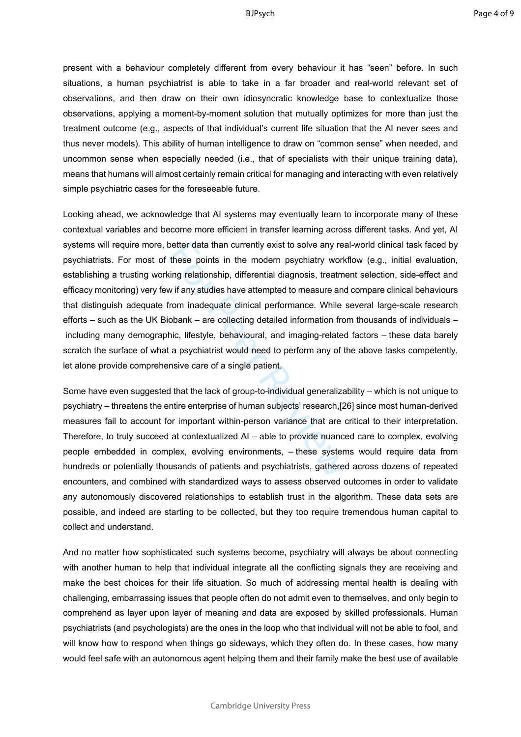present with a behaviour completely different from every behaviour it has "seen" before. In such situations, a human psychiatrist is able to take in a far broader and real-world relevant set of observations, and then draw on their own idiosyncratic knowledge base to contextualize those observations, applying a moment-by-moment solution that mutually optimizes for more than just the treatment outcome (e.g., aspects of that individual's current life situation that the AI never sees and thus never models). This ability of human intelligence to draw on "common sense" when needed, and uncommon sense when especially needed (i.e., that of specialists with their unique training data), means that humans will almost certainly remain critical for managing and interacting with even relatively simple psychiatric cases for the foreseeable future.

Looking ahead, we acknowledge that AI systems may eventually learn to incorporate many of these contextual variables and become more efficient in transfer learning across different tasks. And yet, AI systems will require more, better data than currently exist to solve any real-world clinical task faced by psychiatrists. For most of these points in the modern psychiatry workflow (e.g., initial evaluation, establishing a trusting working relationship, differential diagnosis, treatment selection, side-effect and efficacy monitoring) very few if any studies have attempted to measure and compare clinical behaviours that distinguish adequate from inadequate clinical performance. While several large-scale research efforts – such as the UK Biobank – are collecting detailed information from thousands of individuals – including many demographic, lifestyle, behavioural, and imaging-related factors – these data barely scratch the surface of what a psychiatrist would need to perform any of the above tasks competently, let alone provide comprehensive care of a single patient.

Some have even suggested that the lack of group-to-individual generalizability – which is not unique to psychiatry – threatens the entire enterprise of human subjects' research,[26] since most human-derived measures fail to account for important within-person variance that are critical to their interpretation. Therefore, to truly succeed at contextualized AI – able to provide nuanced care to complex, evolving people embedded in complex, evolving environments, – these systems would require data from hundreds or potentially thousands of patients and psychiatrists, gathered across dozens of repeated encounters, and combined with standardized ways to assess observed outcomes in order to validate any autonomously discovered relationships to establish trust in the algorithm. These data sets are possible, and indeed are starting to be collected, but they too require tremendous human capital to collect and understand.

And no matter how sophisticated such systems become, psychiatry will always be about connecting with another human to help that individual integrate all the conflicting signals they are receiving and make the best choices for their life situation. So much of addressing mental health is dealing with challenging, embarrassing issues that people often do not admit even to themselves, and only begin to comprehend as layer upon layer of meaning and data are exposed by skilled professionals. Human psychiatrists (and psychologists) are the ones in the loop who that individual will not be able to fool, and will know how to respond when things go sideways, which they often do. In these cases, how many would feel safe with an autonomous agent helping them and their family make the best use of available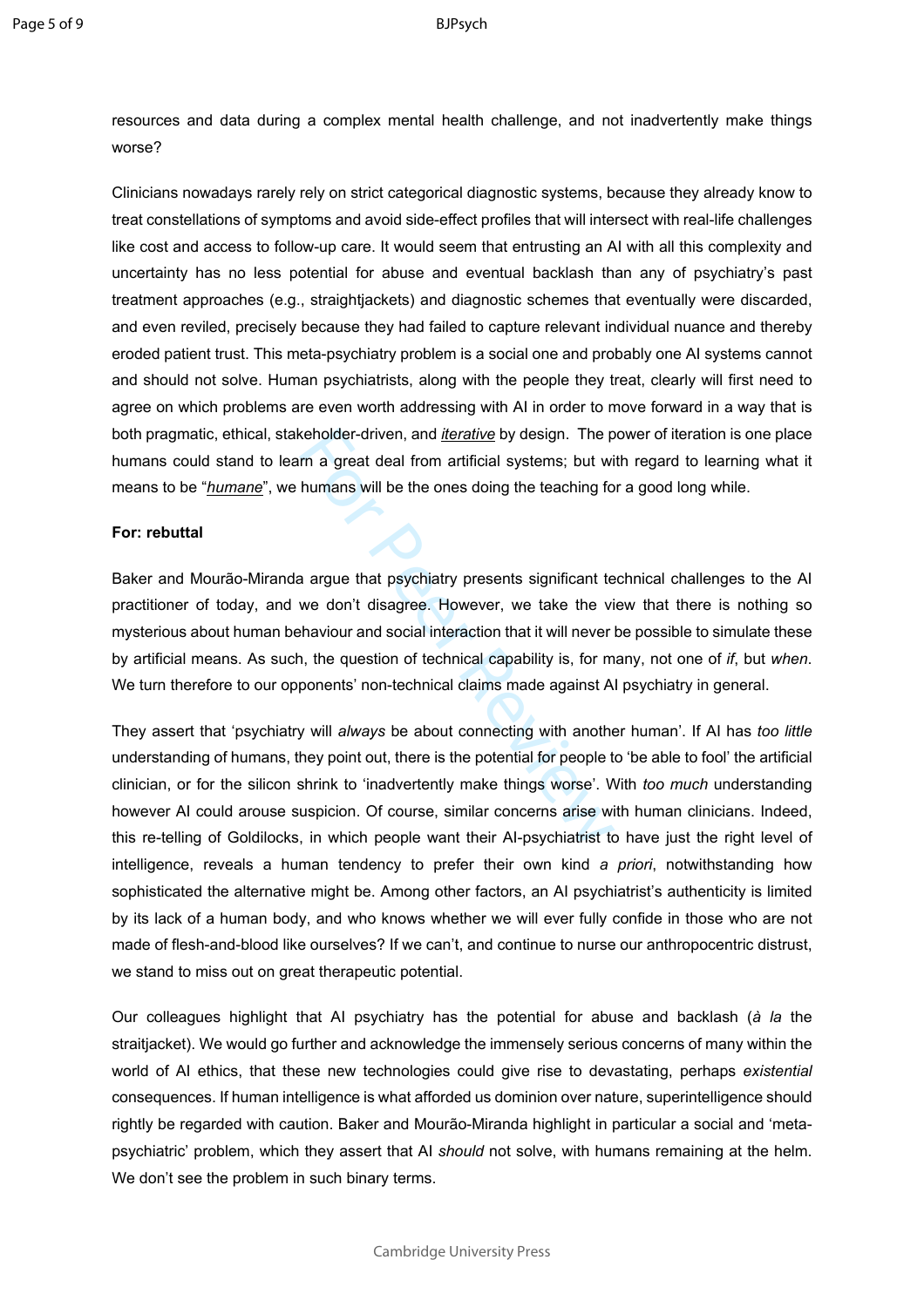resources and data during a complex mental health challenge, and not inadvertently make things worse?

Clinicians nowadays rarely rely on strict categorical diagnostic systems, because they already know to treat constellations of symptoms and avoid side-effect profiles that will intersect with real-life challenges like cost and access to follow-up care. It would seem that entrusting an AI with all this complexity and uncertainty has no less potential for abuse and eventual backlash than any of psychiatry's past treatment approaches (e.g., straightjackets) and diagnostic schemes that eventually were discarded, and even reviled, precisely because they had failed to capture relevant individual nuance and thereby eroded patient trust. This meta-psychiatry problem is a social one and probably one AI systems cannot and should not solve. Human psychiatrists, along with the people they treat, clearly will first need to agree on which problems are even worth addressing with AI in order to move forward in a way that is both pragmatic, ethical, stakeholder-driven, and *iterative* by design. The power of iteration is one place humans could stand to learn a great deal from artificial systems; but with regard to learning what it means to be "*humane*", we humans will be the ones doing the teaching for a good long while.

**For: rebuttal**

Baker and Mourão-Miranda argue that psychiatry presents significant technical challenges to the AI practitioner of today, and we don't disagree. However, we take the view that there is nothing so mysterious about human behaviour and social interaction that it will never be possible to simulate these by artificial means. As such, the question of technical capability is, for many, not one of *if*, but *when*. We turn therefore to our opponents' non-technical claims made against AI psychiatry in general.

They assert that 'psychiatry will *always* be about connecting with another human'. If AI has *too little* understanding of humans, they point out, there is the potential for people to 'be able to fool' the artificial clinician, or for the silicon shrink to 'inadvertently make things worse'. With *too much* understanding however AI could arouse suspicion. Of course, similar concerns arise with human clinicians. Indeed, this re-telling of Goldilocks, in which people want their AI-psychiatrist to have just the right level of intelligence, reveals a human tendency to prefer their own kind *a priori*, notwithstanding how sophisticated the alternative might be. Among other factors, an AI psychiatrist's authenticity is limited by its lack of a human body, and who knows whether we will ever fully confide in those who are not made of flesh-and-blood like ourselves? If we can't, and continue to nurse our anthropocentric distrust, we stand to miss out on great therapeutic potential.

Our colleagues highlight that AI psychiatry has the potential for abuse and backlash (*à la* the straitjacket). We would go further and acknowledge the immensely serious concerns of many within the world of AI ethics, that these new technologies could give rise to devastating, perhaps *existential* consequences. If human intelligence is what afforded us dominion over nature, superintelligence should rightly be regarded with caution. Baker and Mourão-Miranda highlight in particular a social and 'meta-psychiatric' problem, which they assert that AI *should* not solve, with humans remaining at the helm. We don't see the problem in such binary terms.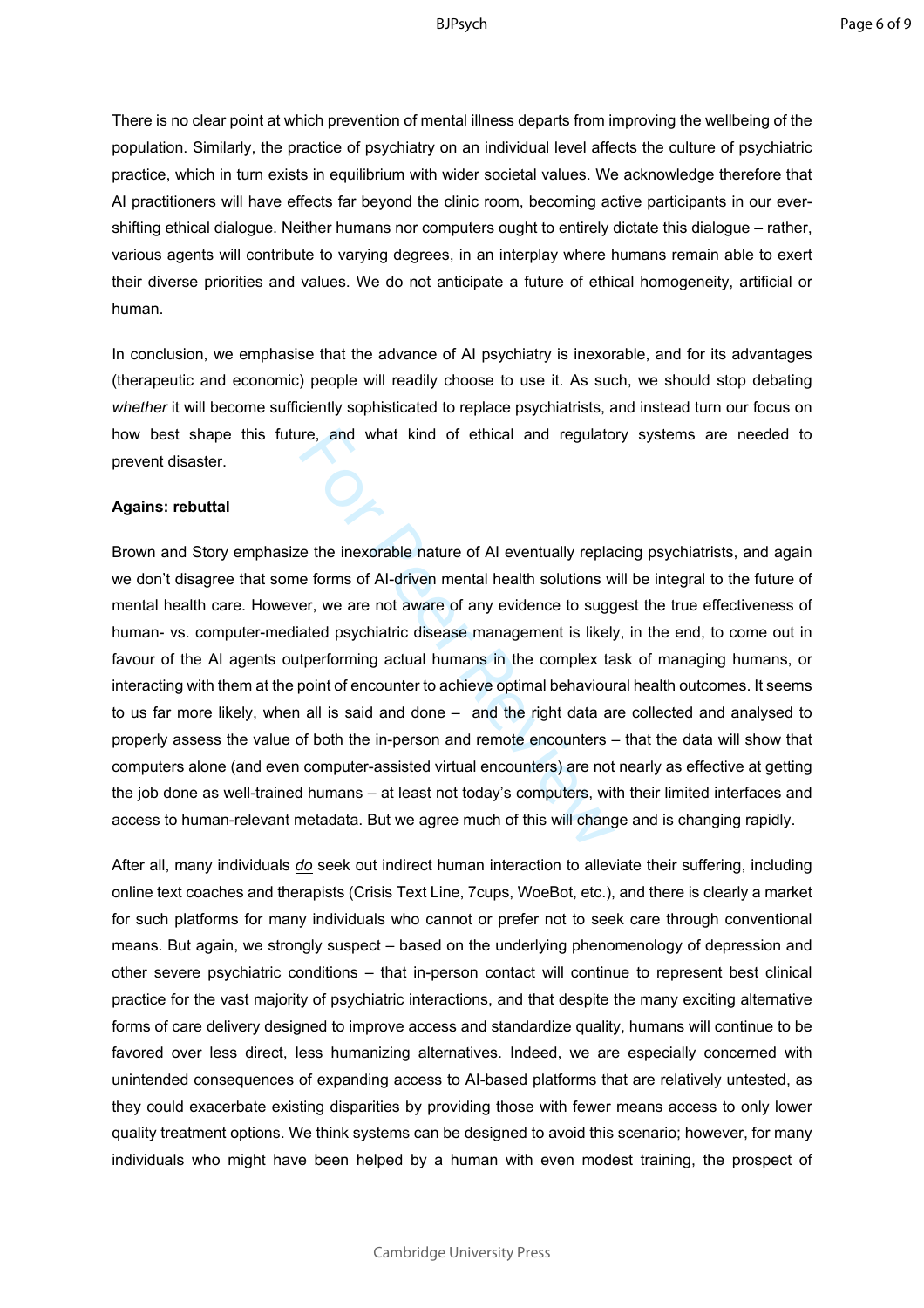There is no clear point at which prevention of mental illness departs from improving the wellbeing of the population. Similarly, the practice of psychiatry on an individual level affects the culture of psychiatric practice, which in turn exists in equilibrium with wider societal values. We acknowledge therefore that AI practitioners will have effects far beyond the clinic room, becoming active participants in our ever-shifting ethical dialogue. Neither humans nor computers ought to entirely dictate this dialogue – rather, various agents will contribute to varying degrees, in an interplay where humans remain able to exert their diverse priorities and values. We do not anticipate a future of ethical homogeneity, artificial or human.

In conclusion, we emphasise that the advance of AI psychiatry is inexorable, and for its advantages (therapeutic and economic) people will readily choose to use it. As such, we should stop debating *whether* it will become sufficiently sophisticated to replace psychiatrists, and instead turn our focus on how best shape this future, and what kind of ethical and regulatory systems are needed to prevent disaster.

**Agains: rebuttal**

Brown and Story emphasize the inexorable nature of AI eventually replacing psychiatrists, and again we don't disagree that some forms of AI-driven mental health solutions will be integral to the future of mental health care. However, we are not aware of any evidence to suggest the true effectiveness of human- vs. computer-mediated psychiatric disease management is likely, in the end, to come out in favour of the AI agents outperforming actual humans in the complex task of managing humans, or interacting with them at the point of encounter to achieve optimal behavioural health outcomes. It seems to us far more likely, when all is said and done – and the right data are collected and analysed to properly assess the value of both the in-person and remote encounters – that the data will show that computers alone (and even computer-assisted virtual encounters) are not nearly as effective at getting the job done as well-trained humans – at least not today's computers, with their limited interfaces and access to human-relevant metadata. But we agree much of this will change and is changing rapidly.

After all, many individuals *do* seek out indirect human interaction to alleviate their suffering, including online text coaches and therapists (Crisis Text Line, 7cups, WoeBot, etc.), and there is clearly a market for such platforms for many individuals who cannot or prefer not to seek care through conventional means. But again, we strongly suspect – based on the underlying phenomenology of depression and other severe psychiatric conditions – that in-person contact will continue to represent best clinical practice for the vast majority of psychiatric interactions, and that despite the many exciting alternative forms of care delivery designed to improve access and standardize quality, humans will continue to be favored over less direct, less humanizing alternatives. Indeed, we are especially concerned with unintended consequences of expanding access to AI-based platforms that are relatively untested, as they could exacerbate existing disparities by providing those with fewer means access to only lower quality treatment options. We think systems can be designed to avoid this scenario; however, for many individuals who might have been helped by a human with even modest training, the prospect of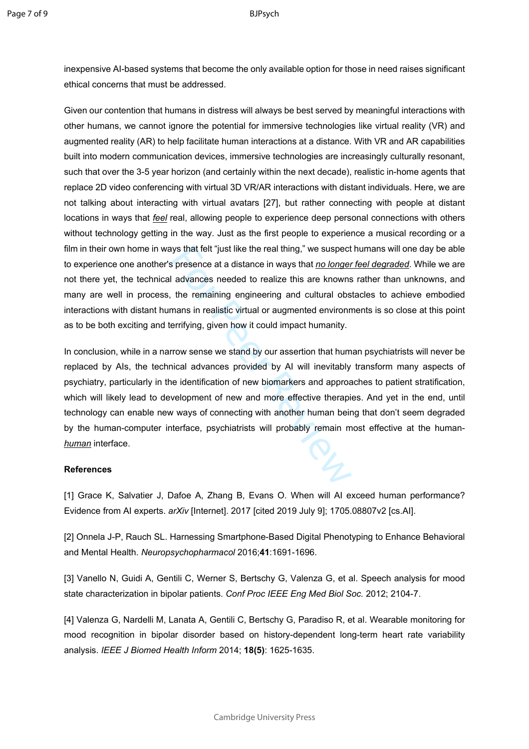inexpensive AI-based systems that become the only available option for those in need raises significant ethical concerns that must be addressed.

Given our contention that humans in distress will always be best served by meaningful interactions with other humans, we cannot ignore the potential for immersive technologies like virtual reality (VR) and augmented reality (AR) to help facilitate human interactions at a distance. With VR and AR capabilities built into modern communication devices, immersive technologies are increasingly culturally resonant, such that over the 3-5 year horizon (and certainly within the next decade), realistic in-home agents that replace 2D video conferencing with virtual 3D VR/AR interactions with distant individuals. Here, we are not talking about interacting with virtual avatars [27], but rather connecting with people at distant locations in ways that _feel_ real, allowing people to experience deep personal connections with others without technology getting in the way. Just as the first people to experience a musical recording or a film in their own home in ways that felt "just like the real thing," we suspect humans will one day be able to experience one another's presence at a distance in ways that _no longer feel degraded_. While we are not there yet, the technical advances needed to realize this are knowns rather than unknowns, and many are well in process, the remaining engineering and cultural obstacles to achieve embodied interactions with distant humans in realistic virtual or augmented environments is so close at this point as to be both exciting and terrifying, given how it could impact humanity.

In conclusion, while in a narrow sense we stand by our assertion that human psychiatrists will never be replaced by AIs, the technical advances provided by AI will inevitably transform many aspects of psychiatry, particularly in the identification of new biomarkers and approaches to patient stratification, which will likely lead to development of new and more effective therapies. And yet in the end, until technology can enable new ways of connecting with another human being that don't seem degraded by the human-computer interface, psychiatrists will probably remain most effective at the human-_human_ interface.

**References**

[1] Grace K, Salvatier J, Dafoe A, Zhang B, Evans O. When will AI exceed human performance? Evidence from AI experts. *arXiv* [Internet]. 2017 [cited 2019 July 9]; 1705.08807v2 [cs.AI].

[2] Onnela J-P, Rauch SL. Harnessing Smartphone-Based Digital Phenotyping to Enhance Behavioral and Mental Health. *Neuropsychopharmacol* 2016;**41**:1691-1696.

[3] Vanello N, Guidi A, Gentili C, Werner S, Bertschy G, Valenza G, et al. Speech analysis for mood state characterization in bipolar patients. *Conf Proc IEEE Eng Med Biol Soc.* 2012; 2104-7.

[4] Valenza G, Nardelli M, Lanata A, Gentili C, Bertschy G, Paradiso R, et al. Wearable monitoring for mood recognition in bipolar disorder based on history-dependent long-term heart rate variability analysis. *IEEE J Biomed Health Inform* 2014; **18(5)**: 1625-1635.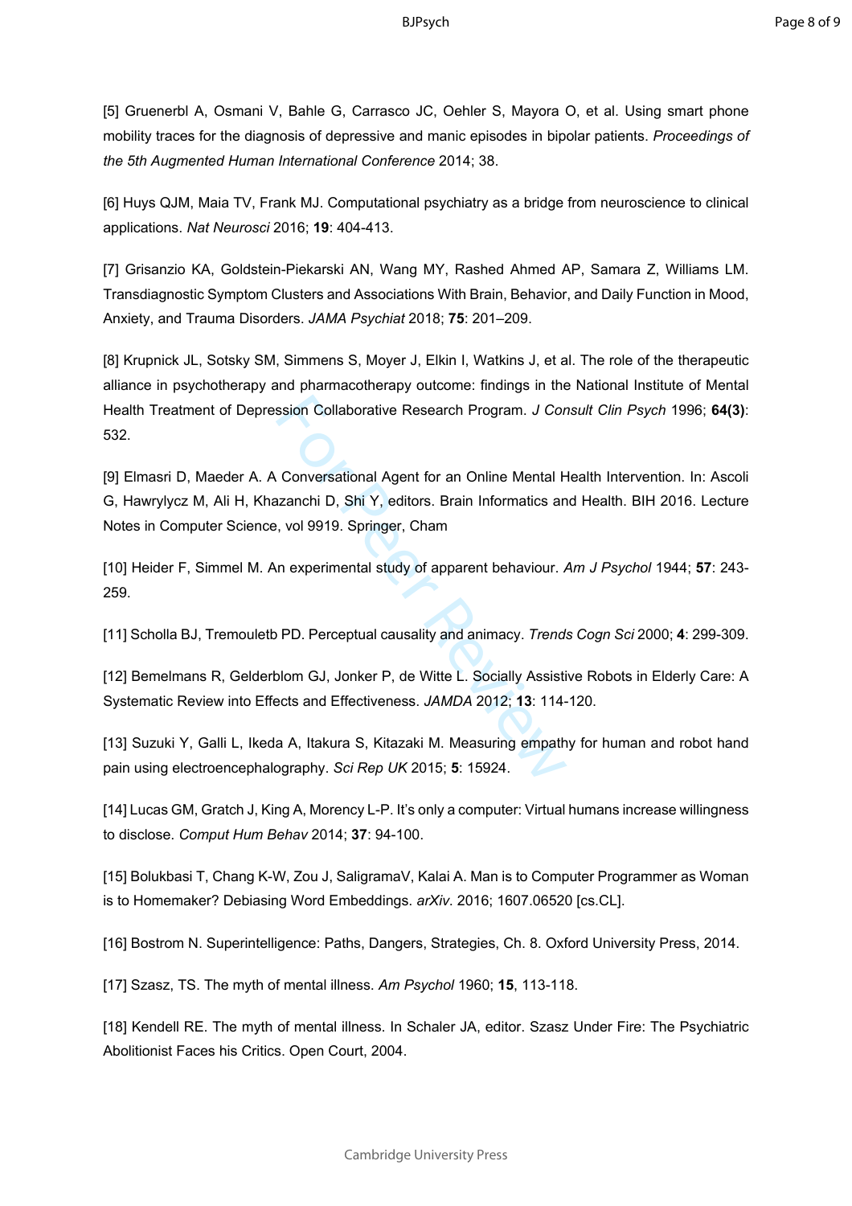[5] Gruenerbl A, Osmani V, Bahle G, Carrasco JC, Oehler S, Mayora O, et al. Using smart phone mobility traces for the diagnosis of depressive and manic episodes in bipolar patients. *Proceedings of the 5th Augmented Human International Conference* 2014; 38.

[6] Huys QJM, Maia TV, Frank MJ. Computational psychiatry as a bridge from neuroscience to clinical applications. *Nat Neurosci* 2016; **19**: 404-413.

[7] Grisanzio KA, Goldstein-Piekarski AN, Wang MY, Rashed Ahmed AP, Samara Z, Williams LM. Transdiagnostic Symptom Clusters and Associations With Brain, Behavior, and Daily Function in Mood, Anxiety, and Trauma Disorders. *JAMA Psychiat* 2018; **75**: 201–209.

[8] Krupnick JL, Sotsky SM, Simmens S, Moyer J, Elkin I, Watkins J, et al. The role of the therapeutic alliance in psychotherapy and pharmacotherapy outcome: findings in the National Institute of Mental Health Treatment of Depression Collaborative Research Program. *J Consult Clin Psych* 1996; **64(3)**: 532.

[9] Elmasri D, Maeder A. A Conversational Agent for an Online Mental Health Intervention. In: Ascoli G, Hawrylycz M, Ali H, Khazanchi D, Shi Y, editors. Brain Informatics and Health. BIH 2016. Lecture Notes in Computer Science, vol 9919. Springer, Cham

[10] Heider F, Simmel M. An experimental study of apparent behaviour. *Am J Psychol* 1944; **57**: 243-259.

[11] Scholla BJ, Tremouletb PD. Perceptual causality and animacy. *Trends Cogn Sci* 2000; **4**: 299-309.

[12] Bemelmans R, Gelderblom GJ, Jonker P, de Witte L. Socially Assistive Robots in Elderly Care: A Systematic Review into Effects and Effectiveness. *JAMDA* 2012; **13**: 114-120.

[13] Suzuki Y, Galli L, Ikeda A, Itakura S, Kitazaki M. Measuring empathy for human and robot hand pain using electroencephalography. *Sci Rep UK* 2015; **5**: 15924.

[14] Lucas GM, Gratch J, King A, Morency L-P. It's only a computer: Virtual humans increase willingness to disclose. *Comput Hum Behav* 2014; **37**: 94-100.

[15] Bolukbasi T, Chang K-W, Zou J, SaligramaV, Kalai A. Man is to Computer Programmer as Woman is to Homemaker? Debiasing Word Embeddings. *arXiv.* 2016; 1607.06520 [cs.CL].

[16] Bostrom N. Superintelligence: Paths, Dangers, Strategies, Ch. 8. Oxford University Press, 2014.

[17] Szasz, TS. The myth of mental illness. *Am Psychol* 1960; **15**, 113-118.

[18] Kendell RE. The myth of mental illness. In Schaler JA, editor. Szasz Under Fire: The Psychiatric Abolitionist Faces his Critics. Open Court, 2004.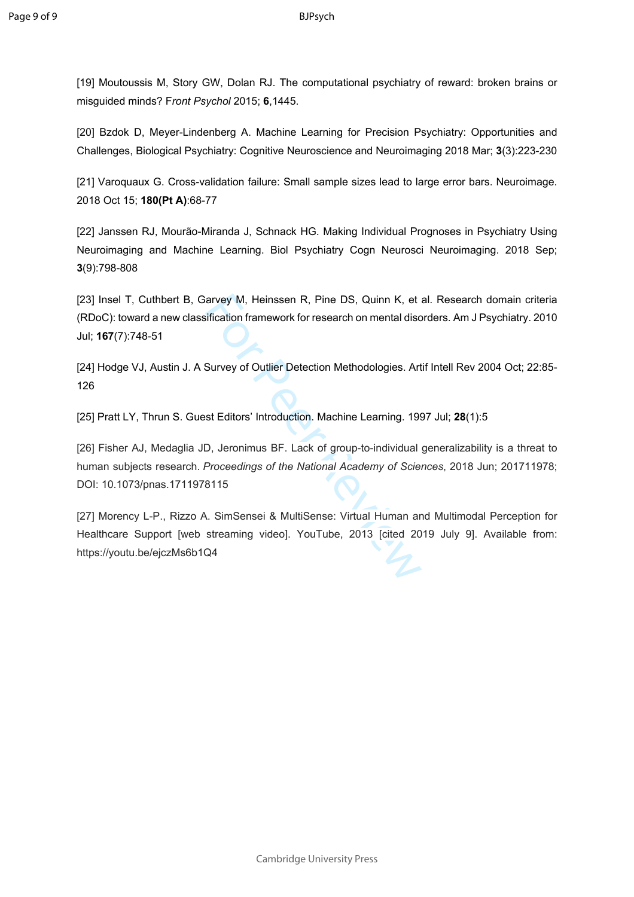[19] Moutoussis M, Story GW, Dolan RJ. The computational psychiatry of reward: broken brains or misguided minds? F*ront Psychol* 2015; **6**,1445.

[20] Bzdok D, Meyer-Lindenberg A. Machine Learning for Precision Psychiatry: Opportunities and Challenges, Biological Psychiatry: Cognitive Neuroscience and Neuroimaging 2018 Mar; **3**(3):223-230

[21] Varoquaux G. Cross-validation failure: Small sample sizes lead to large error bars. Neuroimage. 2018 Oct 15; **180(Pt A)**:68-77

[22] Janssen RJ, Mourão-Miranda J, Schnack HG. Making Individual Prognoses in Psychiatry Using Neuroimaging and Machine Learning. Biol Psychiatry Cogn Neurosci Neuroimaging. 2018 Sep; **3**(9):798-808

[23] Insel T, Cuthbert B, Garvey M, Heinssen R, Pine DS, Quinn K, et al. Research domain criteria (RDoC): toward a new classification framework for research on mental disorders. Am J Psychiatry. 2010 Jul; **167**(7):748-51

[24] Hodge VJ, Austin J. A Survey of Outlier Detection Methodologies. Artif Intell Rev 2004 Oct; 22:85-126

[25] Pratt LY, Thrun S. Guest Editors' Introduction. Machine Learning. 1997 Jul; **28**(1):5

[26] Fisher AJ, Medaglia JD, Jeronimus BF. Lack of group-to-individual generalizability is a threat to human subjects research. *Proceedings of the National Academy of Sciences*, 2018 Jun; 201711978; DOI: 10.1073/pnas.1711978115

[27] Morency L-P., Rizzo A. SimSensei & MultiSense: Virtual Human and Multimodal Perception for Healthcare Support [web streaming video]. YouTube, 2013 [cited 2019 July 9]. Available from: https://youtu.be/ejczMs6b1Q4